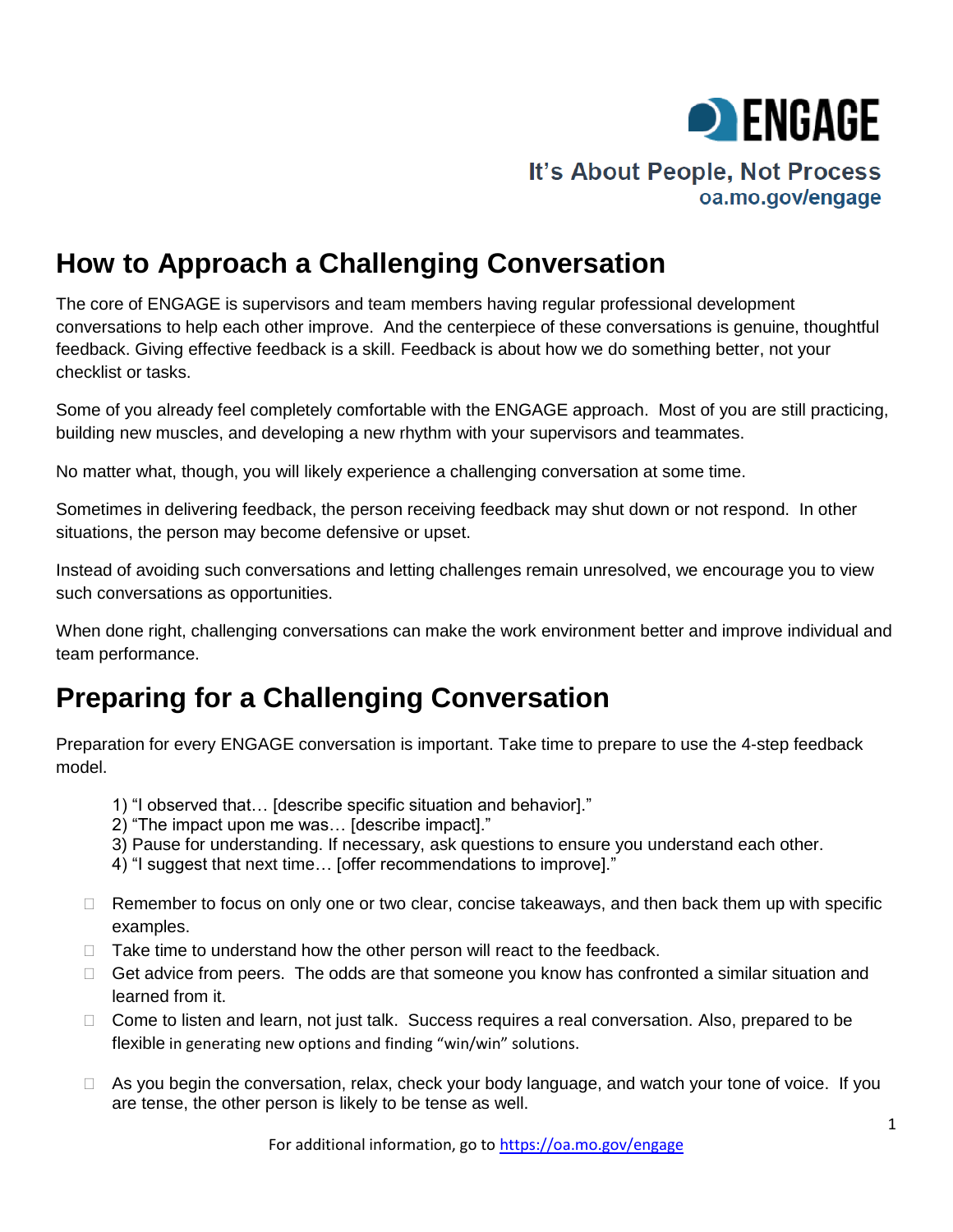ENGAGE

It's About People, Not Process
oa.mo.gov/engage

# How to Approach a Challenging Conversation

The core of ENGAGE is supervisors and team members having regular professional development conversations to help each other improve. And the centerpiece of these conversations is genuine, thoughtful feedback. Giving effective feedback is a skill. Feedback is about how we do something better, not your checklist or tasks.

Some of you already feel completely comfortable with the ENGAGE approach. Most of you are still practicing, building new muscles, and developing a new rhythm with your supervisors and teammates.

No matter what, though, you will likely experience a challenging conversation at some time.

Sometimes in delivering feedback, the person receiving feedback may shut down or not respond. In other situations, the person may become defensive or upset.

Instead of avoiding such conversations and letting challenges remain unresolved, we encourage you to view such conversations as opportunities.

When done right, challenging conversations can make the work environment better and improve individual and team performance.

# Preparing for a Challenging Conversation

Preparation for every ENGAGE conversation is important. Take time to prepare to use the 4-step feedback model.

1) "I observed that… [describe specific situation and behavior]."
2) "The impact upon me was… [describe impact]."
3) Pause for understanding. If necessary, ask questions to ensure you understand each other.
4) "I suggest that next time… [offer recommendations to improve]."

- Remember to focus on only one or two clear, concise takeaways, and then back them up with specific examples.
- Take time to understand how the other person will react to the feedback.
- Get advice from peers. The odds are that someone you know has confronted a similar situation and learned from it.
- Come to listen and learn, not just talk. Success requires a real conversation. Also, prepared to be flexible in generating new options and finding "win/win" solutions.
- As you begin the conversation, relax, check your body language, and watch your tone of voice. If you are tense, the other person is likely to be tense as well.

For additional information, go to https://oa.mo.gov/engage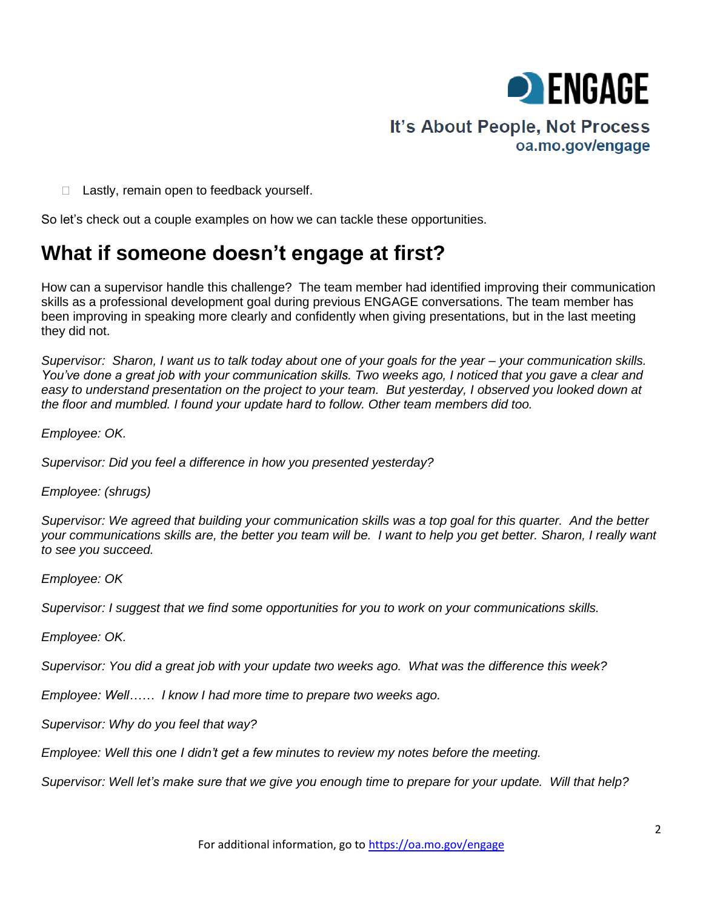- Lastly, remain open to feedback yourself.

So let's check out a couple examples on how we can tackle these opportunities.

## What if someone doesn't engage at first?

How can a supervisor handle this challenge? The team member had identified improving their communication skills as a professional development goal during previous ENGAGE conversations. The team member has been improving in speaking more clearly and confidently when giving presentations, but in the last meeting they did not.

*Supervisor: Sharon, I want us to talk today about one of your goals for the year – your communication skills. You've done a great job with your communication skills. Two weeks ago, I noticed that you gave a clear and easy to understand presentation on the project to your team. But yesterday, I observed you looked down at the floor and mumbled. I found your update hard to follow. Other team members did too.*

*Employee: OK.*

*Supervisor: Did you feel a difference in how you presented yesterday?*

*Employee: (shrugs)*

*Supervisor: We agreed that building your communication skills was a top goal for this quarter. And the better your communications skills are, the better you team will be. I want to help you get better. Sharon, I really want to see you succeed.*

*Employee: OK*

*Supervisor: I suggest that we find some opportunities for you to work on your communications skills.*

*Employee: OK.*

*Supervisor: You did a great job with your update two weeks ago. What was the difference this week?*

*Employee: Well…… I know I had more time to prepare two weeks ago.*

*Supervisor: Why do you feel that way?*

*Employee: Well this one I didn't get a few minutes to review my notes before the meeting.*

*Supervisor: Well let's make sure that we give you enough time to prepare for your update. Will that help?*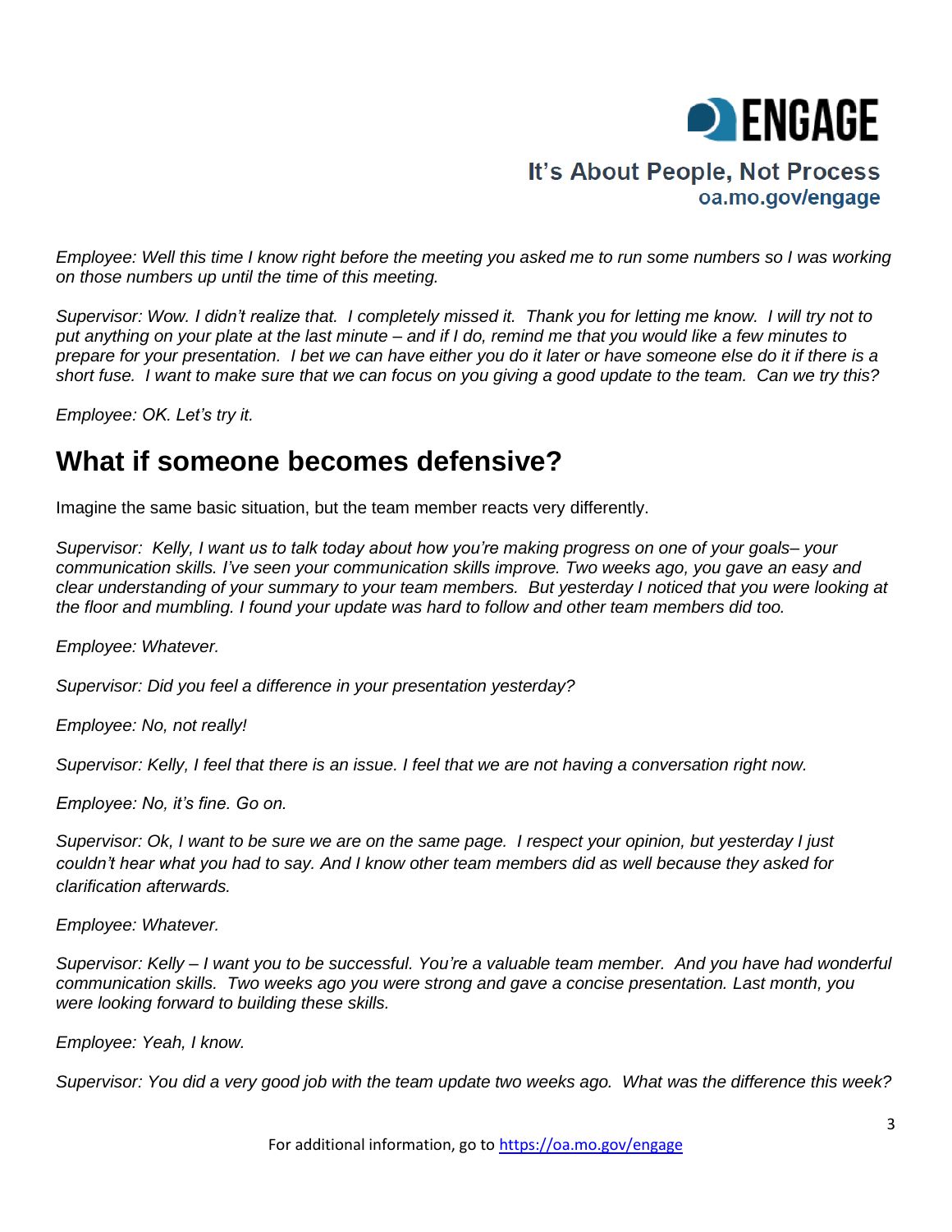*Employee: Well this time I know right before the meeting you asked me to run some numbers so I was working on those numbers up until the time of this meeting.*

*Supervisor: Wow. I didn't realize that. I completely missed it. Thank you for letting me know. I will try not to put anything on your plate at the last minute – and if I do, remind me that you would like a few minutes to prepare for your presentation. I bet we can have either you do it later or have someone else do it if there is a short fuse. I want to make sure that we can focus on you giving a good update to the team. Can we try this?*

*Employee: OK. Let's try it.*

## What if someone becomes defensive?

Imagine the same basic situation, but the team member reacts very differently.

*Supervisor: Kelly, I want us to talk today about how you're making progress on one of your goals– your communication skills. I've seen your communication skills improve. Two weeks ago, you gave an easy and clear understanding of your summary to your team members. But yesterday I noticed that you were looking at the floor and mumbling. I found your update was hard to follow and other team members did too.*

*Employee: Whatever.*

*Supervisor: Did you feel a difference in your presentation yesterday?*

*Employee: No, not really!*

*Supervisor: Kelly, I feel that there is an issue. I feel that we are not having a conversation right now.*

*Employee: No, it's fine. Go on.*

*Supervisor: Ok, I want to be sure we are on the same page. I respect your opinion, but yesterday I just couldn't hear what you had to say. And I know other team members did as well because they asked for clarification afterwards.*

*Employee: Whatever.*

*Supervisor: Kelly – I want you to be successful. You're a valuable team member. And you have had wonderful communication skills. Two weeks ago you were strong and gave a concise presentation. Last month, you were looking forward to building these skills.*

*Employee: Yeah, I know.*

*Supervisor: You did a very good job with the team update two weeks ago. What was the difference this week?*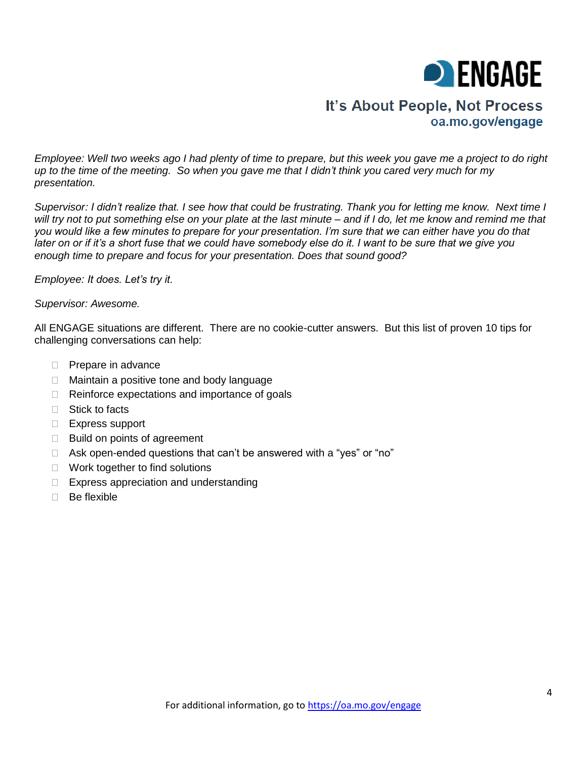*Employee: Well two weeks ago I had plenty of time to prepare, but this week you gave me a project to do right up to the time of the meeting. So when you gave me that I didn't think you cared very much for my presentation.*

*Supervisor: I didn't realize that. I see how that could be frustrating. Thank you for letting me know. Next time I will try not to put something else on your plate at the last minute – and if I do, let me know and remind me that you would like a few minutes to prepare for your presentation. I'm sure that we can either have you do that later on or if it's a short fuse that we could have somebody else do it. I want to be sure that we give you enough time to prepare and focus for your presentation. Does that sound good?*

*Employee: It does. Let's try it.*

*Supervisor: Awesome.*

All ENGAGE situations are different. There are no cookie-cutter answers. But this list of proven 10 tips for challenging conversations can help:

- Prepare in advance
- Maintain a positive tone and body language
- Reinforce expectations and importance of goals
- Stick to facts
- Express support
- Build on points of agreement
- Ask open-ended questions that can't be answered with a "yes" or "no"
- Work together to find solutions
- Express appreciation and understanding
- Be flexible